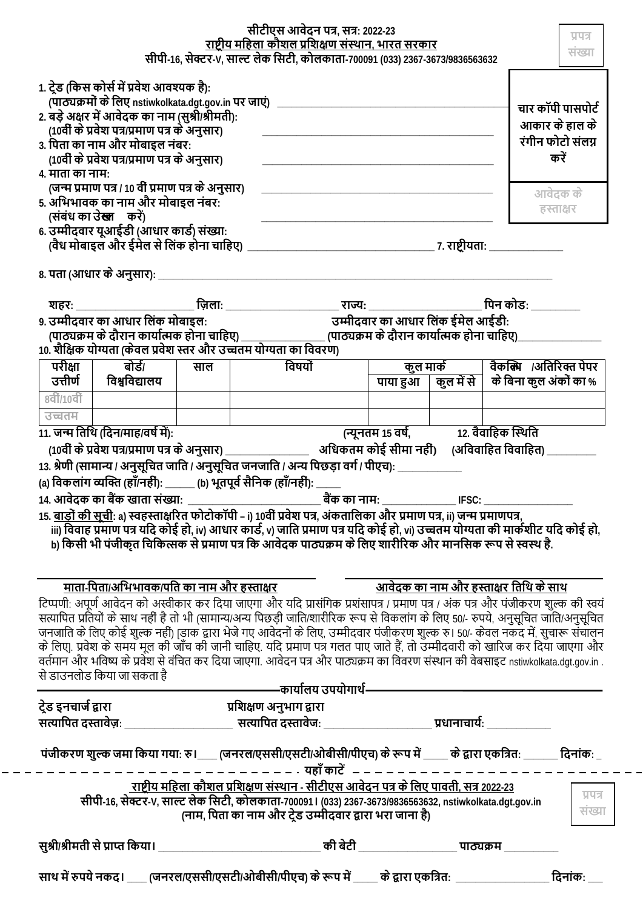**सीटीएस आवेदन पत्र, सत्र: 2022-23**
**राष्ट्रीय महिला कौशल प्रशिक्षण संस्थान, भारत सरकार**
**सीपी-16, सेक्टर-V, साल्ट लेक सिटी, कोलकाता-700091 (033) 2367-3673/9836563632**

प्रपत्र संख्या

चार कॉपी पासपोर्ट आकार के हाल के रंगीन फोटो संलग्न करें

आवेदक के हस्ताक्षर

1. ट्रेड (किस कोर्स में प्रवेश आवश्यक है):
   (पाठ्यक्रमों के लिए nstiwkolkata.dgt.gov.in पर जाएं) ____________________
2. बड़े अक्षर में आवेदक का नाम (सुश्री/श्रीमती):
   (10वीं के प्रवेश पत्र/प्रमाण पत्र के अनुसार) ____________________
3. पिता का नाम और मोबाइल नंबर:
   (10वीं के प्रवेश पत्र/प्रमाण पत्र के अनुसार) ____________________
4. माता का नाम:
   (जन्म प्रमाण पत्र / 10 वीं प्रमाण पत्र के अनुसार) ____________________
5. अभिभावक का नाम और मोबाइल नंबर:
   (संबंध का उल्लेख करें) ____________________
6. उम्मीदवार यूआईडी (आधार कार्ड) संख्या:
   (वैध मोबाइल और ईमेल से लिंक होना चाहिए) ____________________ 7. राष्ट्रीयता: ______________

8. पता (आधार के अनुसार): ____________________

शहर: ______________ ज़िला: ______________ राज्य: ______________ पिन कोड: _________

9. उम्मीदवार का आधार लिंक मोबाइल: उम्मीदवार का आधार लिंक ईमेल आईडी:
   (पाठ्यक्रम के दौरान कार्यात्मक होना चाहिए) ______________ (पाठ्यक्रम के दौरान कार्यात्मक होना चाहिए)______________

10. शैक्षिक योग्यता (केवल प्रवेश स्तर और उच्चतम योग्यता का विवरण)

| परीक्षा उत्तीर्ण | बोर्ड/ विश्वविद्यालय | साल | विषयों | कुल मार्क | | वैकल्पिक/अतिरिक्त पेपर के बिना कुल अंकों का % |
|---|---|---|---|---|---|---|
| | | | | पाया हुआ | कुल में से | |
| 8वीं/10वीं | | | | | | |
| उच्चतम | | | | | | |

11. जन्म तिथि (दिन/माह/वर्ष में): (न्यूनतम 15 वर्ष, 12. वैवाहिक स्थिति
   (10वीं के प्रवेश पत्र/प्रमाण पत्र के अनुसार) ______________ अधिकतम कोई सीमा नहीं) (अविवाहित विवाहित) _________

13. श्रेणी (सामान्य / अनुसूचित जाति / अनुसूचित जनजाति / अन्य पिछड़ा वर्ग / पीएच): ____________

(a) विकलांग व्यक्ति (हाँ/नहीं): ______ (b) भूतपूर्व सैनिक (हाँ/नहीं): _____

14. आवेदक का बैंक खाता संख्या: ____________________ बैंक का नाम: ______________ IFSC: ______________

15. **बाड़ों की सूची:** a) स्वहस्ताक्षरित फोटोकॉपी – i) 10वीं प्रवेश पत्र, अंकतालिका और प्रमाण पत्र, ii) जन्म प्रमाणपत्र, iii) विवाह प्रमाण पत्र यदि कोई हो, iv) आधार कार्ड, v) जाति प्रमाण पत्र यदि कोई हो, vi) उच्चतम योग्यता की मार्कशीट यदि कोई हो, b) किसी भी पंजीकृत चिकित्सक से प्रमाण पत्र कि आवेदक पाठ्यक्रम के लिए शारीरिक और मानसिक रूप से स्वस्थ है.

**माता-पिता/अभिभावक/पति का नाम और हस्ताक्षर** **आवेदक का नाम और हस्ताक्षर तिथि के साथ**

टिप्पणी: अपूर्ण आवेदन को अस्वीकार कर दिया जाएगा और यदि प्रासंगिक प्रशंसापत्र / प्रमाण पत्र / अंक पत्र और पंजीकरण शुल्क की स्वयं सत्यापित प्रतियों के साथ नहीं है तो भी (सामान्य/अन्य पिछड़ी जाति/शारीरिक रूप से विकलांग के लिए 50/- रुपये, अनुसूचित जाति/अनुसूचित जनजाति के लिए कोई शुल्क नहीं) [डाक द्वारा भेजे गए आवेदनों के लिए, उम्मीदवार पंजीकरण शुल्क रु। 50/- केवल नकद में, सुचारू संचालन के लिए]. प्रवेश के समय मूल की जाँच की जानी चाहिए. यदि प्रमाण पत्र गलत पाए जाते हैं, तो उम्मीदवारी को खारिज कर दिया जाएगा और वर्तमान और भविष्य के प्रवेश से वंचित कर दिया जाएगा. आवेदन पत्र और पाठ्यक्रम का विवरण संस्थान की वेबसाइट nstiwkolkata.dgt.gov.in . से डाउनलोड किया जा सकता है

**कार्यालय उपयोगार्थ**

**ट्रेड इनचार्ज द्वारा** **प्रशिक्षण अनुभाग द्वारा**
**सत्यापित दस्तावेज़:** ______________ **सत्यापित दस्तावेज:** ______________ **प्रधानाचार्य:** ___________

**पंजीकरण शुल्क जमा किया गया: रु।**____ **(जनरल/एससी/एसटी/ओबीसी/पीएच) के रूप में** _____ **के द्वारा एकत्रित:** ______ **दिनांक:** _

**यहाँ काटें**

**राष्ट्रीय महिला कौशल प्रशिक्षण संस्थान - सीटीएस आवेदन पत्र के लिए पावती, सत्र 2022-23**
**सीपी-16, सेक्टर-V, साल्ट लेक सिटी, कोलकाता-700091। (033) 2367-3673/9836563632, nstiwkolkata.dgt.gov.in**
**(नाम, पिता का नाम और ट्रेड उम्मीदवार द्वारा भरा जाना है)**

प्रपत्र संख्या

**सुश्री/श्रीमती से प्राप्त किया।** ____________________ **की बेटी** ______________ **पाठ्यक्रम** _________

**साथ में रुपये नकद।** ____ **(जनरल/एससी/एसटी/ओबीसी/पीएच) के रूप में** _____ **के द्वारा एकत्रित:** ______________ **दिनांक:** ___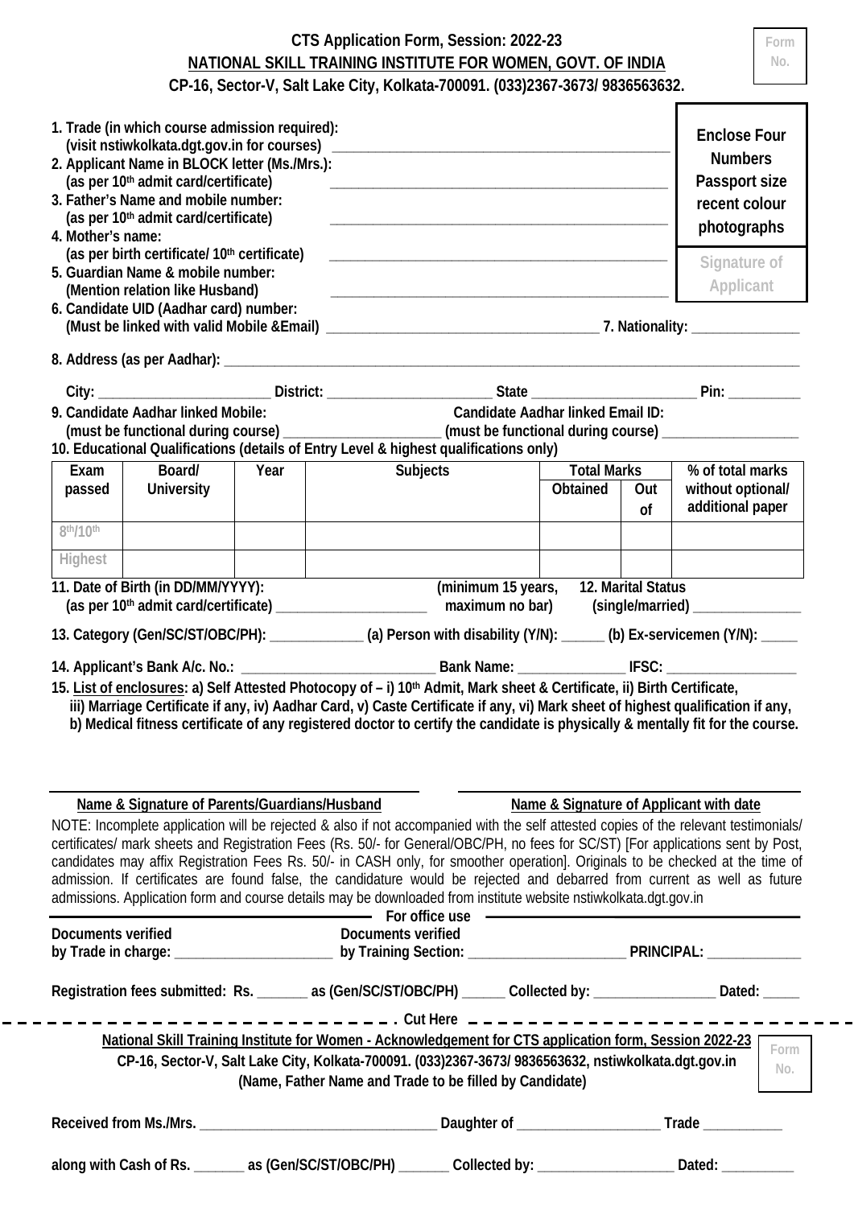# CTS Application Form, Session: 2022-23

## NATIONAL SKILL TRAINING INSTITUTE FOR WOMEN, GOVT. OF INDIA

**CP-16, Sector-V, Salt Lake City, Kolkata-700091. (033)2367-3673/ 9836563632.**

Form No.

**Enclose Four Numbers Passport size recent colour photographs**

Signature of Applicant

1. Trade (in which course admission required): (visit nstiwkolkata.dgt.gov.in for courses) ______________________________
2. Applicant Name in BLOCK letter (Ms./Mrs.): (as per 10th admit card/certificate) ______________________________
3. Father's Name and mobile number: (as per 10th admit card/certificate) ______________________________
4. Mother's name: (as per birth certificate/ 10th certificate) ______________________________
5. Guardian Name & mobile number: (Mention relation like Husband) ______________________________
6. Candidate UID (Aadhar card) number: (Must be linked with valid Mobile &Email) ______________________________ 7. Nationality: ______________
8. Address (as per Aadhar): ______________________________

   City: ______________ District: ______________ State ______________ Pin: __________
9. Candidate Aadhar linked Mobile: (must be functional during course) ______________ Candidate Aadhar linked Email ID: (must be functional during course) ______________
10. Educational Qualifications (details of Entry Level & highest qualifications only)

| Exam passed | Board/ University | Year | Subjects | Total Marks | | % of total marks without optional/ additional paper |
|---|---|---|---|---|---|---|
| | | | | Obtained | Out of | |
| 8th/10th | | | | | | |
| Highest | | | | | | |

11. Date of Birth (in DD/MM/YYYY): (as per 10th admit card/certificate) ______________ (minimum 15 years, maximum no bar) 12. Marital Status (single/married) ______________
13. Category (Gen/SC/ST/OBC/PH): ______________ (a) Person with disability (Y/N): ______ (b) Ex-servicemen (Y/N): _____
14. Applicant's Bank A/c. No.: ______________ Bank Name: ______________ IFSC: ______________
15. List of enclosures: a) Self Attested Photocopy of – i) 10th Admit, Mark sheet & Certificate, ii) Birth Certificate, iii) Marriage Certificate if any, iv) Aadhar Card, v) Caste Certificate if any, vi) Mark sheet of highest qualification if any, b) Medical fitness certificate of any registered doctor to certify the candidate is physically & mentally fit for the course.

Name & Signature of Parents/Guardians/Husband          Name & Signature of Applicant with date

NOTE: Incomplete application will be rejected & also if not accompanied with the self attested copies of the relevant testimonials/ certificates/ mark sheets and Registration Fees (Rs. 50/- for General/OBC/PH, no fees for SC/ST) [For applications sent by Post, candidates may affix Registration Fees Rs. 50/- in CASH only, for smoother operation]. Originals to be checked at the time of admission. If certificates are found false, the candidature would be rejected and debarred from current as well as future admissions. Application form and course details may be downloaded from institute website nstiwkolkata.dgt.gov.in

**For office use**

Documents verified by Trade in charge: ______________ Documents verified by Training Section: ______________ PRINCIPAL: ______________

Registration fees submitted: Rs. _______ as (Gen/SC/ST/OBC/PH) ______ Collected by: ______________ Dated: _____

- - - - - - - - - - Cut Here - - - - - - - - - -

**National Skill Training Institute for Women - Acknowledgement for CTS application form, Session 2022-23**

**CP-16, Sector-V, Salt Lake City, Kolkata-700091. (033)2367-3673/ 9836563632, nstiwkolkata.dgt.gov.in**

**(Name, Father Name and Trade to be filled by Candidate)**

Form No.

Received from Ms./Mrs. ______________ Daughter of ______________ Trade ___________

along with Cash of Rs. _______ as (Gen/SC/ST/OBC/PH) _______ Collected by: ______________ Dated: __________